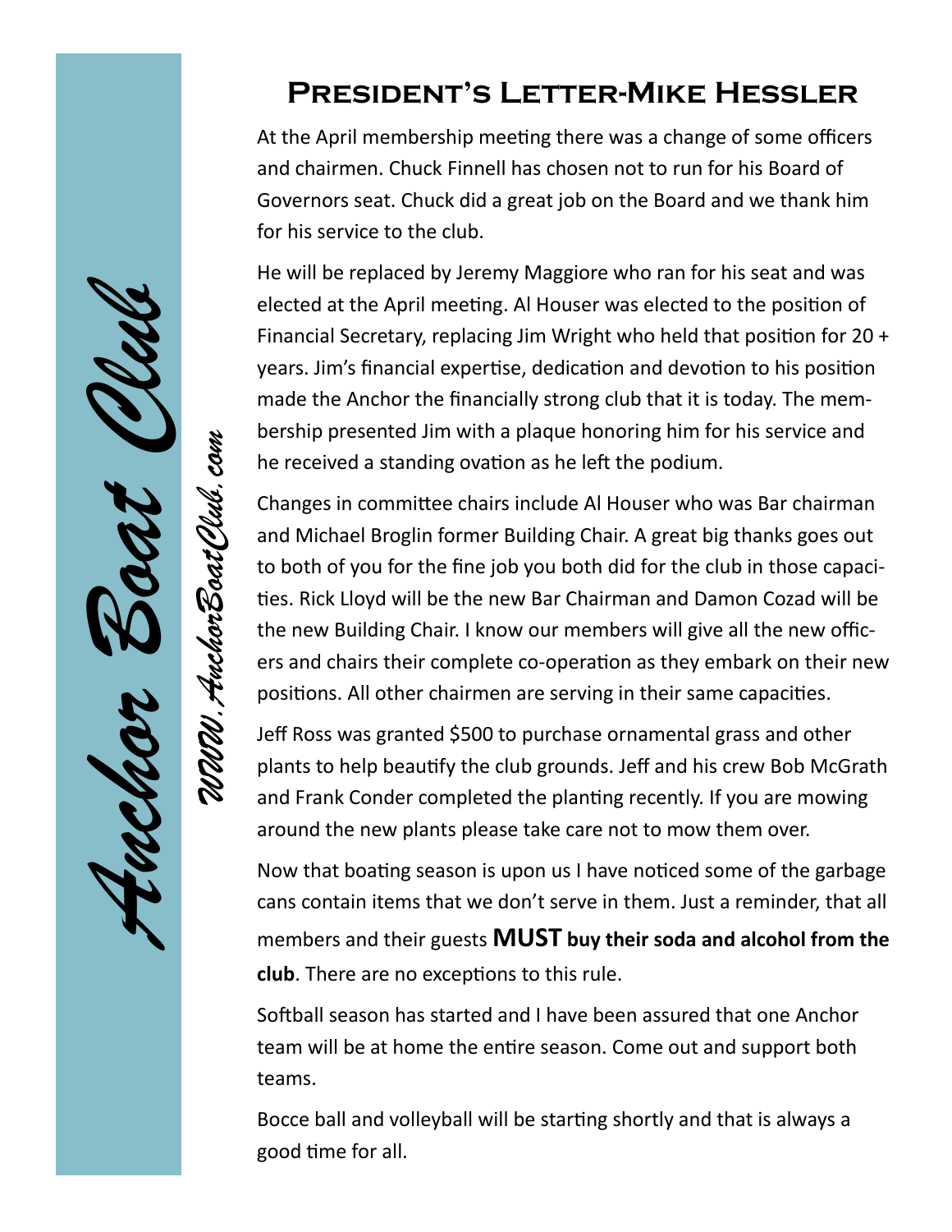Anchor Boat Club

www.AnchorBoatClub.com

# President's Letter-Mike Hessler

At the April membership meeting there was a change of some officers and chairmen. Chuck Finnell has chosen not to run for his Board of Governors seat. Chuck did a great job on the Board and we thank him for his service to the club.

He will be replaced by Jeremy Maggiore who ran for his seat and was elected at the April meeting. Al Houser was elected to the position of Financial Secretary, replacing Jim Wright who held that position for 20 + years. Jim's financial expertise, dedication and devotion to his position made the Anchor the financially strong club that it is today. The membership presented Jim with a plaque honoring him for his service and he received a standing ovation as he left the podium.

Changes in committee chairs include Al Houser who was Bar chairman and Michael Broglin former Building Chair. A great big thanks goes out to both of you for the fine job you both did for the club in those capacities. Rick Lloyd will be the new Bar Chairman and Damon Cozad will be the new Building Chair. I know our members will give all the new officers and chairs their complete co-operation as they embark on their new positions. All other chairmen are serving in their same capacities.

Jeff Ross was granted $500 to purchase ornamental grass and other plants to help beautify the club grounds. Jeff and his crew Bob McGrath and Frank Conder completed the planting recently. If you are mowing around the new plants please take care not to mow them over.

Now that boating season is upon us I have noticed some of the garbage cans contain items that we don't serve in them. Just a reminder, that all members and their guests **MUST buy their soda and alcohol from the club**. There are no exceptions to this rule.

Softball season has started and I have been assured that one Anchor team will be at home the entire season. Come out and support both teams.

Bocce ball and volleyball will be starting shortly and that is always a good time for all.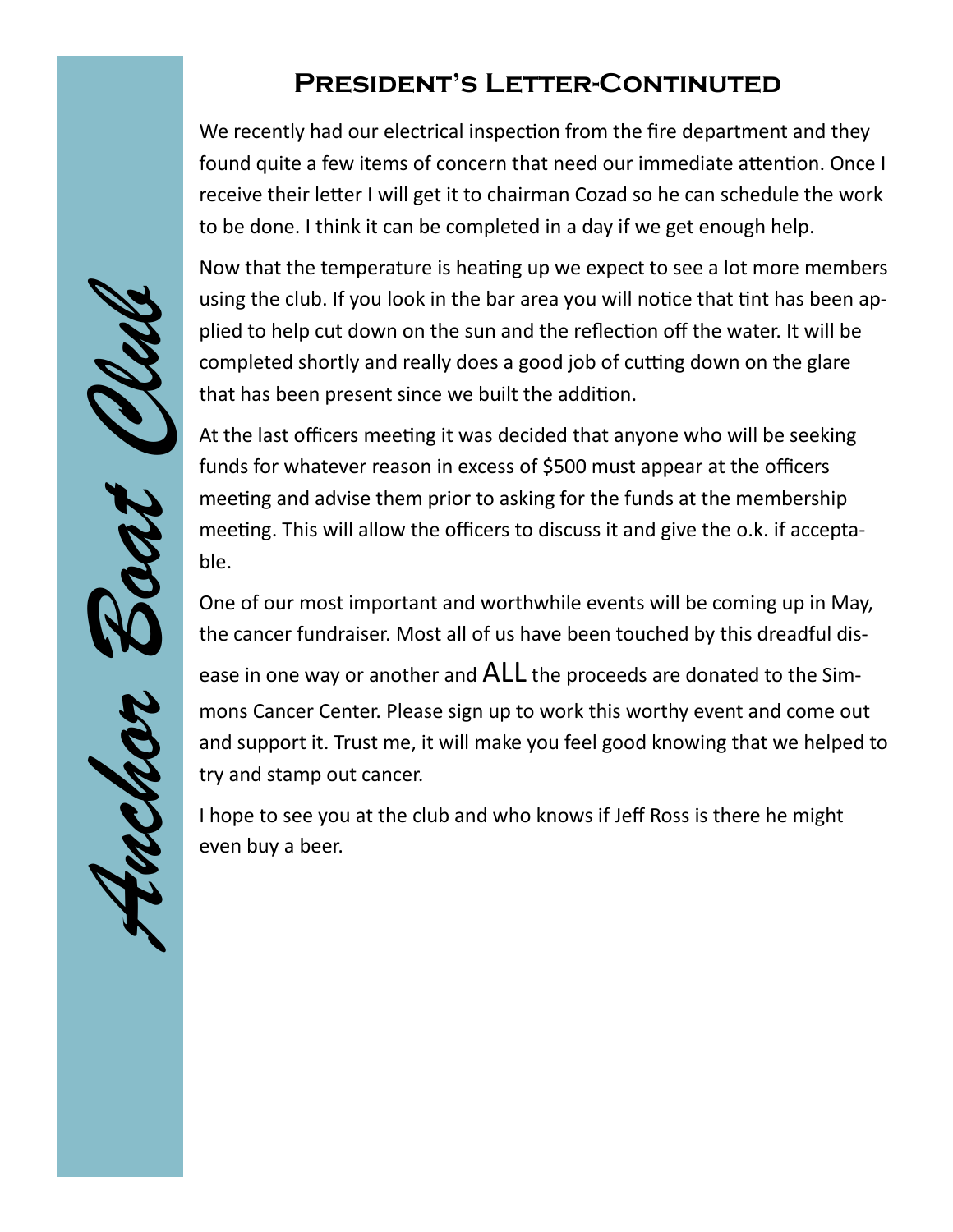## President's Letter-Contintued

We recently had our electrical inspection from the fire department and they found quite a few items of concern that need our immediate attention. Once I receive their letter I will get it to chairman Cozad so he can schedule the work to be done. I think it can be completed in a day if we get enough help.

Now that the temperature is heating up we expect to see a lot more members using the club. If you look in the bar area you will notice that tint has been applied to help cut down on the sun and the reflection off the water. It will be completed shortly and really does a good job of cutting down on the glare that has been present since we built the addition.

At the last officers meeting it was decided that anyone who will be seeking funds for whatever reason in excess of $500 must appear at the officers meeting and advise them prior to asking for the funds at the membership meeting. This will allow the officers to discuss it and give the o.k. if acceptable.

One of our most important and worthwhile events will be coming up in May, the cancer fundraiser. Most all of us have been touched by this dreadful disease in one way or another and ALL the proceeds are donated to the Simmons Cancer Center. Please sign up to work this worthy event and come out and support it. Trust me, it will make you feel good knowing that we helped to try and stamp out cancer.

I hope to see you at the club and who knows if Jeff Ross is there he might even buy a beer.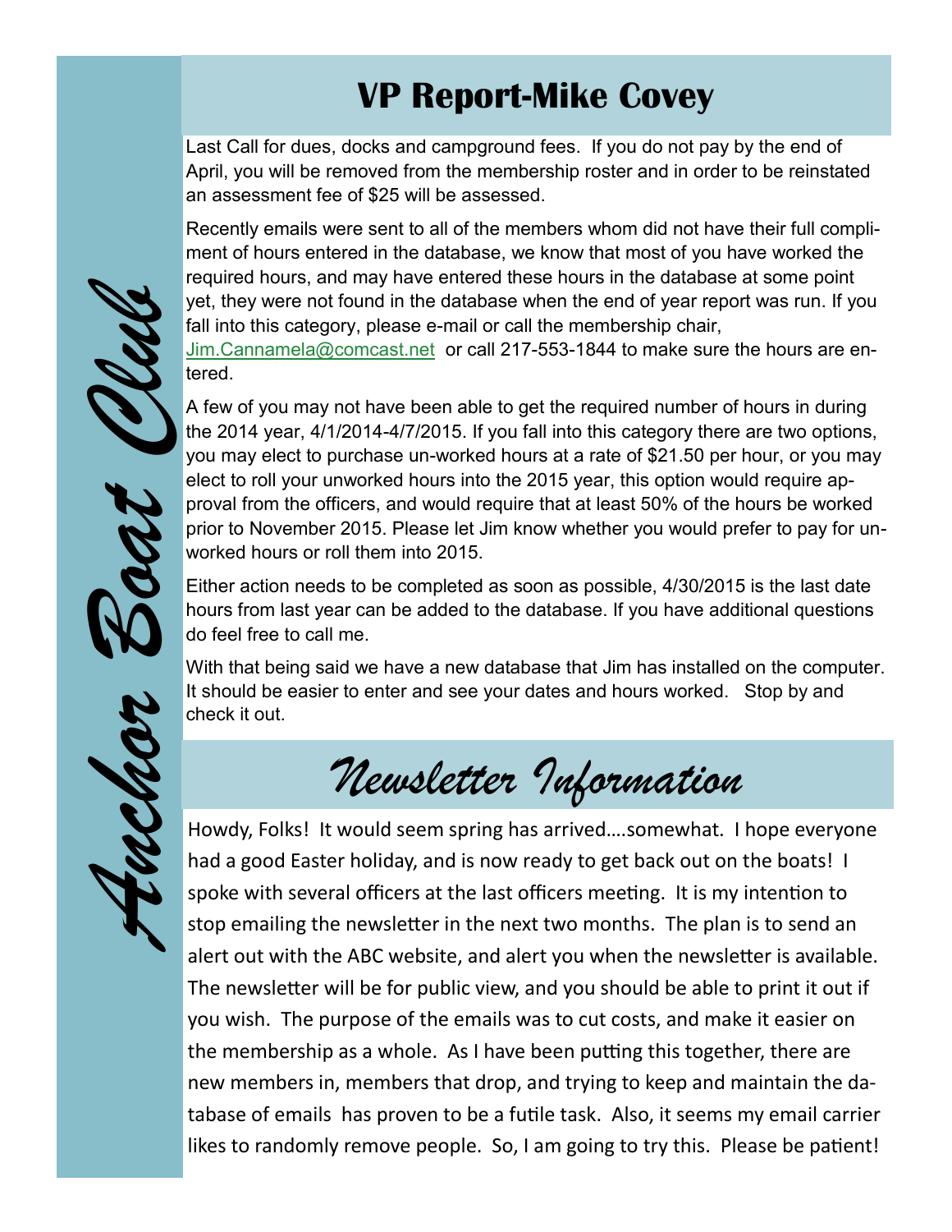## VP Report-Mike Covey

Last Call for dues, docks and campground fees. If you do not pay by the end of April, you will be removed from the membership roster and in order to be reinstated an assessment fee of $25 will be assessed.

Recently emails were sent to all of the members whom did not have their full compliment of hours entered in the database, we know that most of you have worked the required hours, and may have entered these hours in the database at some point yet, they were not found in the database when the end of year report was run. If you fall into this category, please e-mail or call the membership chair, Jim.Cannamela@comcast.net or call 217-553-1844 to make sure the hours are entered.

A few of you may not have been able to get the required number of hours in during the 2014 year, 4/1/2014-4/7/2015. If you fall into this category there are two options, you may elect to purchase un-worked hours at a rate of $21.50 per hour, or you may elect to roll your unworked hours into the 2015 year, this option would require approval from the officers, and would require that at least 50% of the hours be worked prior to November 2015. Please let Jim know whether you would prefer to pay for unworked hours or roll them into 2015.

Either action needs to be completed as soon as possible, 4/30/2015 is the last date hours from last year can be added to the database. If you have additional questions do feel free to call me.

With that being said we have a new database that Jim has installed on the computer. It should be easier to enter and see your dates and hours worked. Stop by and check it out.

## *Newsletter Information*

Howdy, Folks! It would seem spring has arrived….somewhat. I hope everyone had a good Easter holiday, and is now ready to get back out on the boats! I spoke with several officers at the last officers meeting. It is my intention to stop emailing the newsletter in the next two months. The plan is to send an alert out with the ABC website, and alert you when the newsletter is available. The newsletter will be for public view, and you should be able to print it out if you wish. The purpose of the emails was to cut costs, and make it easier on the membership as a whole. As I have been putting this together, there are new members in, members that drop, and trying to keep and maintain the database of emails has proven to be a futile task. Also, it seems my email carrier likes to randomly remove people. So, I am going to try this. Please be patient!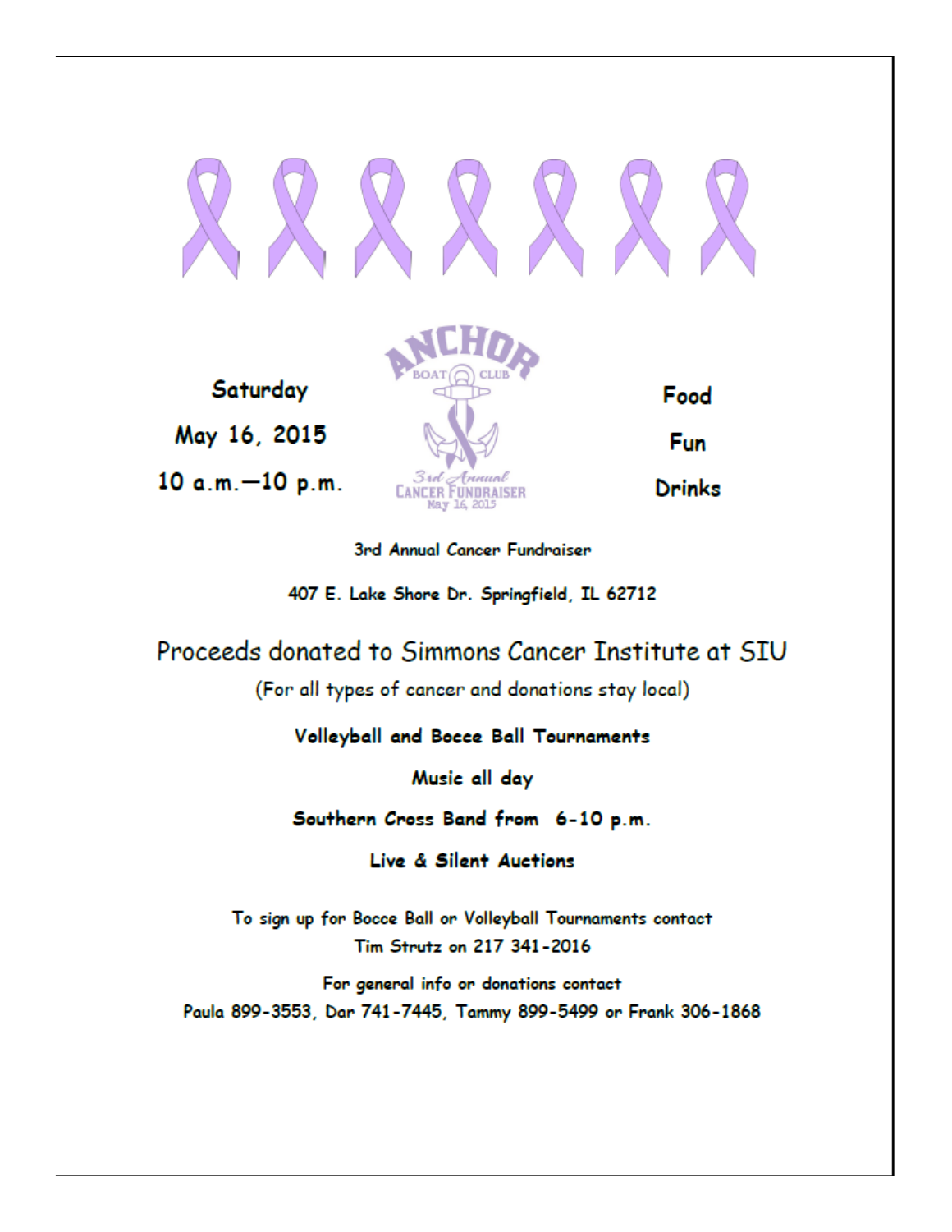Saturday

May 16, 2015

10 a.m.—10 p.m.

ANCHOR BOAT CLUB

3rd Annual CANCER FUNDRAISER May 16, 2015

Food

Fun

Drinks

3rd Annual Cancer Fundraiser

407 E. Lake Shore Dr. Springfield, IL 62712

## Proceeds donated to Simmons Cancer Institute at SIU

(For all types of cancer and donations stay local)

**Volleyball and Bocce Ball Tournaments**

**Music all day**

**Southern Cross Band from 6-10 p.m.**

**Live & Silent Auctions**

To sign up for Bocce Ball or Volleyball Tournaments contact
Tim Strutz on 217 341-2016

For general info or donations contact
Paula 899-3553, Dar 741-7445, Tammy 899-5499 or Frank 306-1868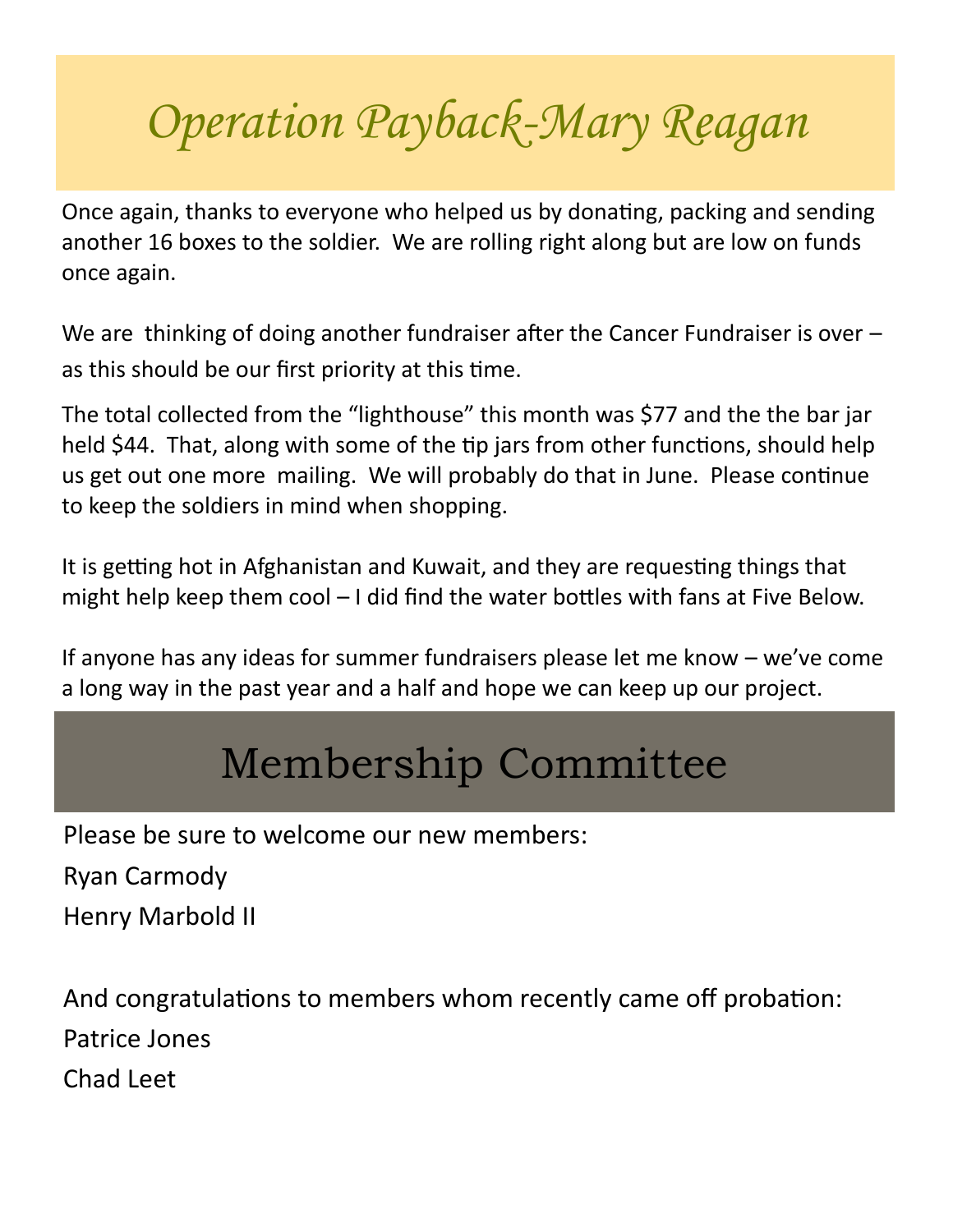# Operation Payback-Mary Reagan

Once again, thanks to everyone who helped us by donating, packing and sending another 16 boxes to the soldier. We are rolling right along but are low on funds once again.

We are thinking of doing another fundraiser after the Cancer Fundraiser is over – as this should be our first priority at this time.

The total collected from the "lighthouse" this month was $77 and the the bar jar held $44. That, along with some of the tip jars from other functions, should help us get out one more mailing. We will probably do that in June. Please continue to keep the soldiers in mind when shopping.

It is getting hot in Afghanistan and Kuwait, and they are requesting things that might help keep them cool – I did find the water bottles with fans at Five Below.

If anyone has any ideas for summer fundraisers please let me know – we've come a long way in the past year and a half and hope we can keep up our project.

# Membership Committee

Please be sure to welcome our new members:

Ryan Carmody

Henry Marbold II

And congratulations to members whom recently came off probation:

Patrice Jones

Chad Leet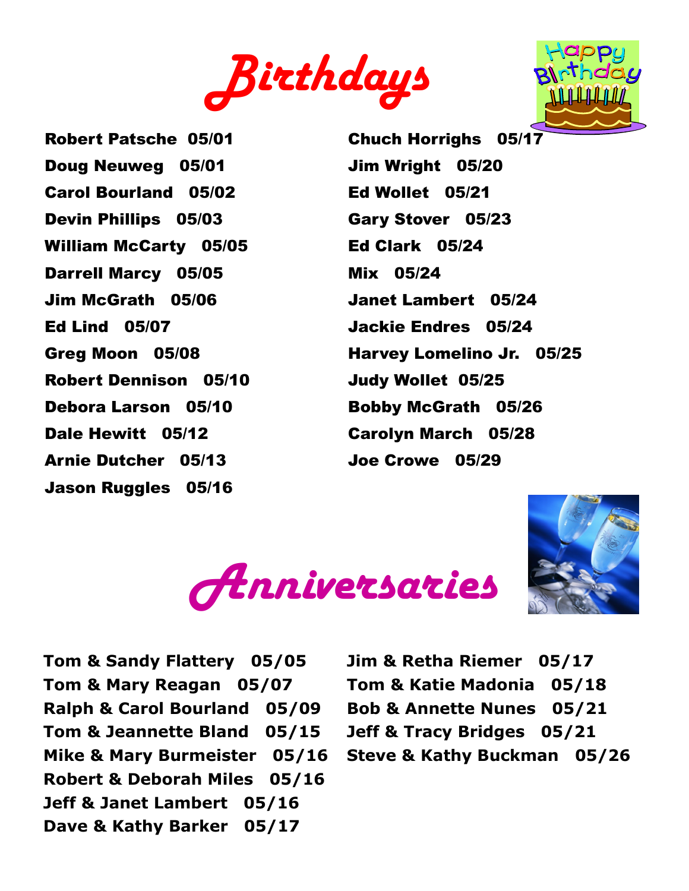# Birthdays

**Robert Patsche 05/01**
**Doug Neuweg 05/01**
**Carol Bourland 05/02**
**Devin Phillips 05/03**
**William McCarty 05/05**
**Darrell Marcy 05/05**
**Jim McGrath 05/06**
**Ed Lind 05/07**
**Greg Moon 05/08**
**Robert Dennison 05/10**
**Debora Larson 05/10**
**Dale Hewitt 05/12**
**Arnie Dutcher 05/13**
**Jason Ruggles 05/16**
**Chuch Horrighs 05/17**
**Jim Wright 05/20**
**Ed Wollet 05/21**
**Gary Stover 05/23**
**Ed Clark 05/24**
**Mix 05/24**
**Janet Lambert 05/24**
**Jackie Endres 05/24**
**Harvey Lomelino Jr. 05/25**
**Judy Wollet 05/25**
**Bobby McGrath 05/26**
**Carolyn March 05/28**
**Joe Crowe 05/29**

# Anniversaries

**Tom & Sandy Flattery 05/05**
**Tom & Mary Reagan 05/07**
**Ralph & Carol Bourland 05/09**
**Tom & Jeannette Bland 05/15**
**Mike & Mary Burmeister 05/16**
**Robert & Deborah Miles 05/16**
**Jeff & Janet Lambert 05/16**
**Dave & Kathy Barker 05/17**
**Jim & Retha Riemer 05/17**
**Tom & Katie Madonia 05/18**
**Bob & Annette Nunes 05/21**
**Jeff & Tracy Bridges 05/21**
**Steve & Kathy Buckman 05/26**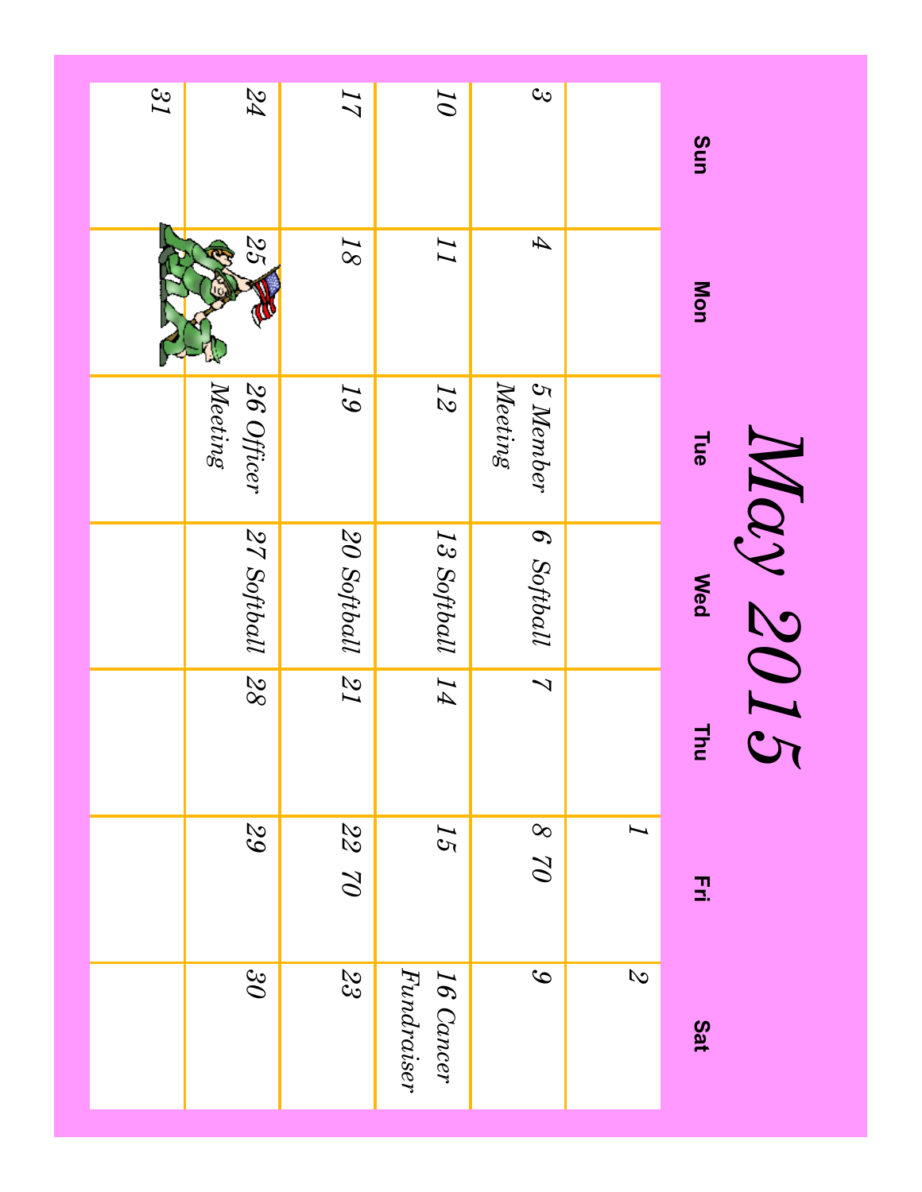# May 2015

| Sun | Mon | Tue | Wed | Thu | Fri | Sat |
|---|---|---|---|---|---|---|
| | | | | | 1 | 2 |
| 3 | 4 | 5 Member Meeting | 6 Softball | 7 | 8 70 | 9 |
| 10 | 11 | 12 | 13 Softball | 14 | 15 | 16 Cancer Fundraiser |
| 17 | 18 | 19 | 20 Softball | 21 | 22 70 | 23 |
| 24 | 25 | 26 Officer Meeting | 27 Softball | 28 | 29 | 30 |
| 31 | | | | | | |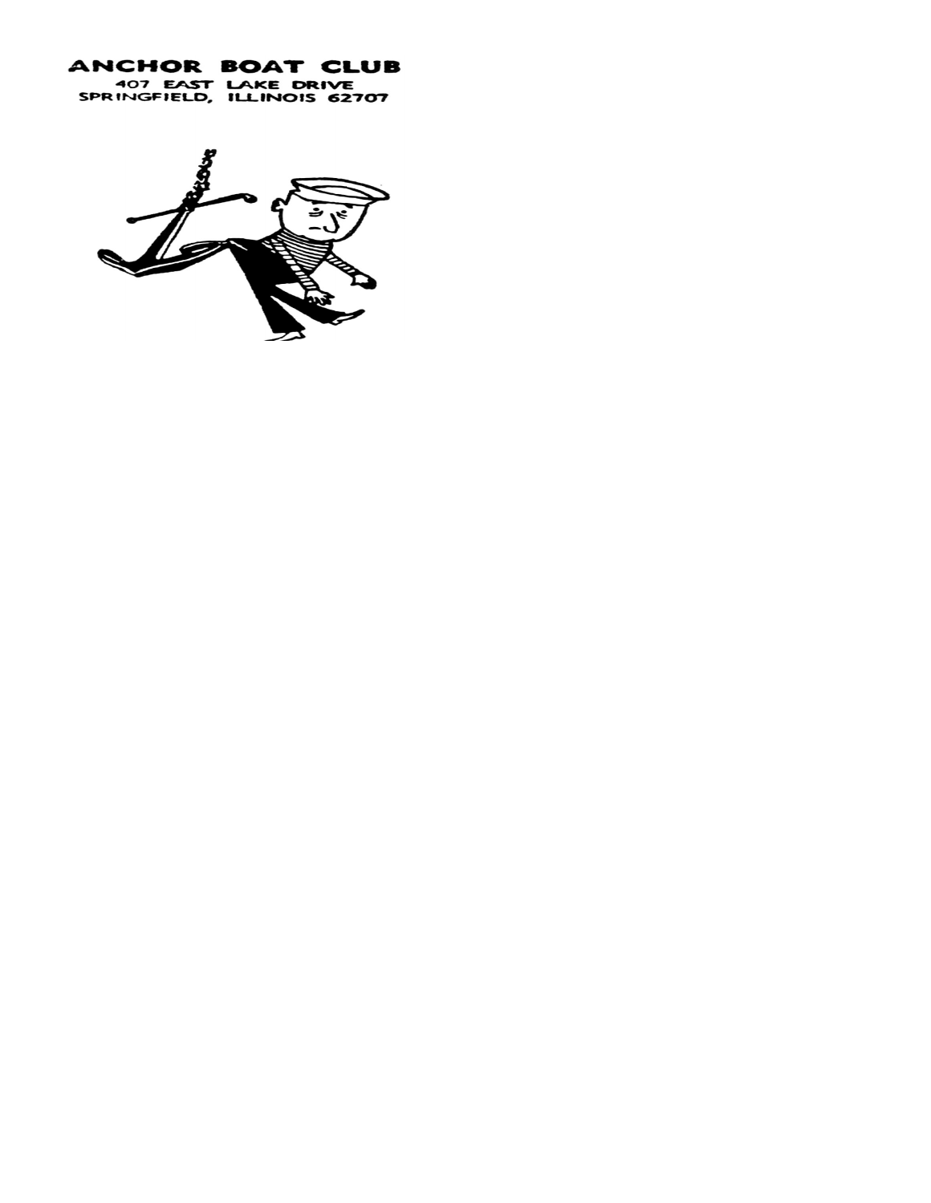**ANCHOR BOAT CLUB**
407 EAST LAKE DRIVE
SPRINGFIELD, ILLINOIS 62707